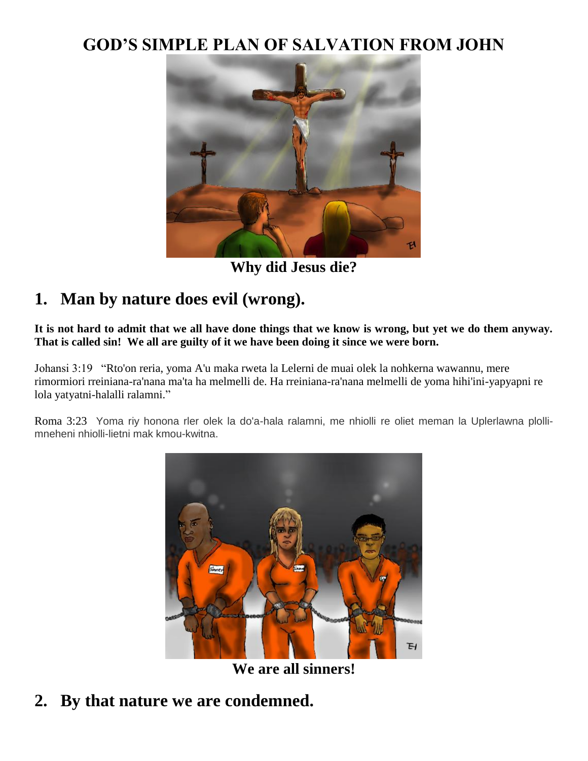# GOD'S SIMPLE PLAN OF SALVATION FROM JOHN

**Why did Jesus die?**

## 1. Man by nature does evil (wrong).

**It is not hard to admit that we all have done things that we know is wrong, but yet we do them anyway. That is called sin! We all are guilty of it we have been doing it since we were born.**

Johansi 3:19 "Rto'on reria, yoma A'u maka rweta la Lelerni de muai olek la nohkerna wawannu, mere rimormiori rreiniana-ra'nana ma'ta ha melmelli de. Ha rreiniana-ra'nana melmelli de yoma hihi'ini-yapyapni re lola yatyatni-halalli ralamni."

Roma 3:23 Yoma riy honona rler olek la do'a-hala ralamni, me nhiolli re oliet meman la Uplerlawna plolli-mneheni nhiolli-lietni mak kmou-kwitna.

**We are all sinners!**

## 2. By that nature we are condemned.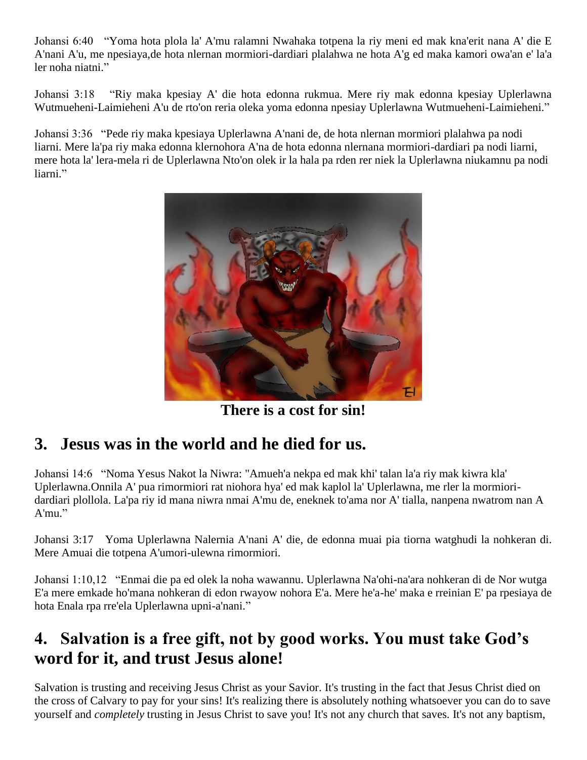Johansi 6:40 "Yoma hota plola la' A'mu ralamni Nwahaka totpena la riy meni ed mak kna'erit nana A' die E A'nani A'u, me npesiaya,de hota nlernan mormiori-dardiari plalahwa ne hota A'g ed maka kamori owa'an e' la'a ler noha niatni."

Johansi 3:18 "Riy maka kpesiay A' die hota edonna rukmua. Mere riy mak edonna kpesiay Uplerlawna Wutmueheni-Laimieheni A'u de rto'on reria oleka yoma edonna npesiay Uplerlawna Wutmueheni-Laimieheni."

Johansi 3:36 "Pede riy maka kpesiaya Uplerlawna A'nani de, de hota nlernan mormiori plalahwa pa nodi liarni. Mere la'pa riy maka edonna klernohora A'na de hota edonna nlernana mormiori-dardiari pa nodi liarni, mere hota la' lera-mela ri de Uplerlawna Nto'on olek ir la hala pa rden rer niek la Uplerlawna niukamnu pa nodi liarni."

**There is a cost for sin!**

## 3. Jesus was in the world and he died for us.

Johansi 14:6 "Noma Yesus Nakot la Niwra: "Amueh'a nekpa ed mak khi' talan la'a riy mak kiwra kla' Uplerlawna.Onnila A' pua rimormiori rat niohora hya' ed mak kaplol la' Uplerlawna, me rler la mormiori-dardiari plollola. La'pa riy id mana niwra nmai A'mu de, eneknek to'ama nor A' tialla, nanpena nwatrom nan A A'mu."

Johansi 3:17 Yoma Uplerlawna Nalernia A'nani A' die, de edonna muai pia tiorna watghudi la nohkeran di. Mere Amuai die totpena A'umori-ulewna rimormiori.

Johansi 1:10,12 "Enmai die pa ed olek la noha wawannu. Uplerlawna Na'ohi-na'ara nohkeran di de Nor wutga E'a mere emkade ho'mana nohkeran di edon rwayow nohora E'a. Mere he'a-he' maka e rreinian E' pa rpesiaya de hota Enala rpa rre'ela Uplerlawna upni-a'nani."

## 4. Salvation is a free gift, not by good works. You must take God's word for it, and trust Jesus alone!

Salvation is trusting and receiving Jesus Christ as your Savior. It's trusting in the fact that Jesus Christ died on the cross of Calvary to pay for your sins! It's realizing there is absolutely nothing whatsoever you can do to save yourself and *completely* trusting in Jesus Christ to save you! It's not any church that saves. It's not any baptism,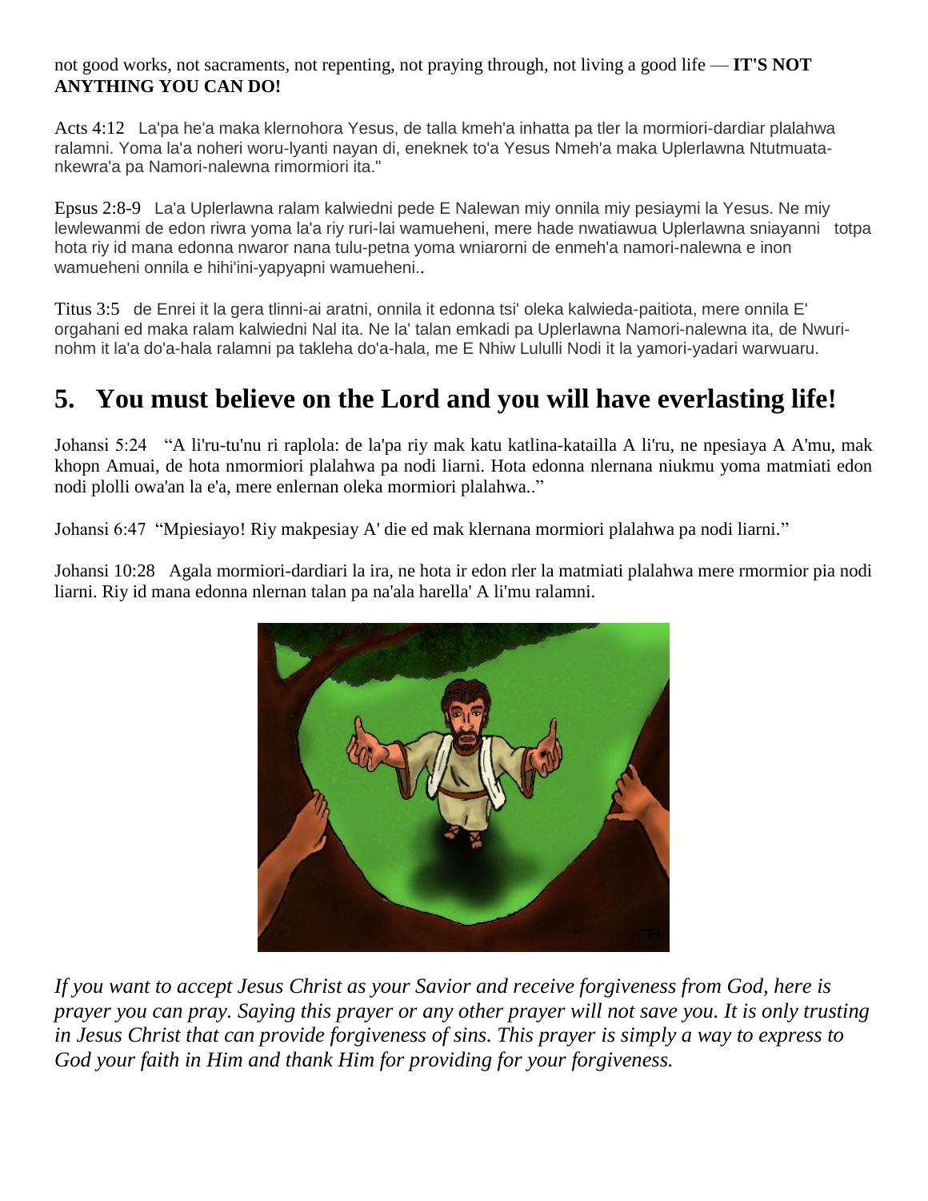not good works, not sacraments, not repenting, not praying through, not living a good life — **IT'S NOT ANYTHING YOU CAN DO!**

Acts 4:12 La'pa he'a maka klernohora Yesus, de talla kmeh'a inhatta pa tler la mormiori-dardiar plalahwa ralamni. Yoma la'a noheri woru-lyanti nayan di, eneknek to'a Yesus Nmeh'a maka Uplerlawna Ntutmuata-nkewra'a pa Namori-nalewna rimormiori ita."

Epsus 2:8-9 La'a Uplerlawna ralam kalwiedni pede E Nalewan miy onnila miy pesiaymi la Yesus. Ne miy lewlewanmi de edon riwra yoma la'a riy ruri-lai wamueheni, mere hade nwatiawua Uplerlawna sniayanni totpa hota riy id mana edonna nwaror nana tulu-petna yoma wniarorni de enmeh'a namori-nalewna e inon wamueheni onnila e hihi'ini-yapyapni wamueheni..

Titus 3:5 de Enrei it la gera tlinni-ai aratni, onnila it edonna tsi' oleka kalwieda-paitiota, mere onnila E' orgahani ed maka ralam kalwiedni Nal ita. Ne la' talan emkadi pa Uplerlawna Namori-nalewna ita, de Nwuri-nohm it la'a do'a-hala ralamni pa takleha do'a-hala, me E Nhiw Lululli Nodi it la yamori-yadari warwuaru.

## 5. You must believe on the Lord and you will have everlasting life!

Johansi 5:24 "A li'ru-tu'nu ri raplola: de la'pa riy mak katu katlina-kataiIla A li'ru, ne npesiaya A A'mu, mak khopn Amuai, de hota nmormiori plalahwa pa nodi liarni. Hota edonna nlernana niukmu yoma matmiati edon nodi plolli owa'an la e'a, mere enlernan oleka mormiori plalahwa.."

Johansi 6:47 "Mpiesiayo! Riy makpesiay A' die ed mak klernana mormiori plalahwa pa nodi liarni."

Johansi 10:28 Agala mormiori-dardiari la ira, ne hota ir edon rler la matmiati plalahwa mere rmormior pia nodi liarni. Riy id mana edonna nlernan talan pa na'ala harella' A li'mu ralamni.

*If you want to accept Jesus Christ as your Savior and receive forgiveness from God, here is prayer you can pray. Saying this prayer or any other prayer will not save you. It is only trusting in Jesus Christ that can provide forgiveness of sins. This prayer is simply a way to express to God your faith in Him and thank Him for providing for your forgiveness.*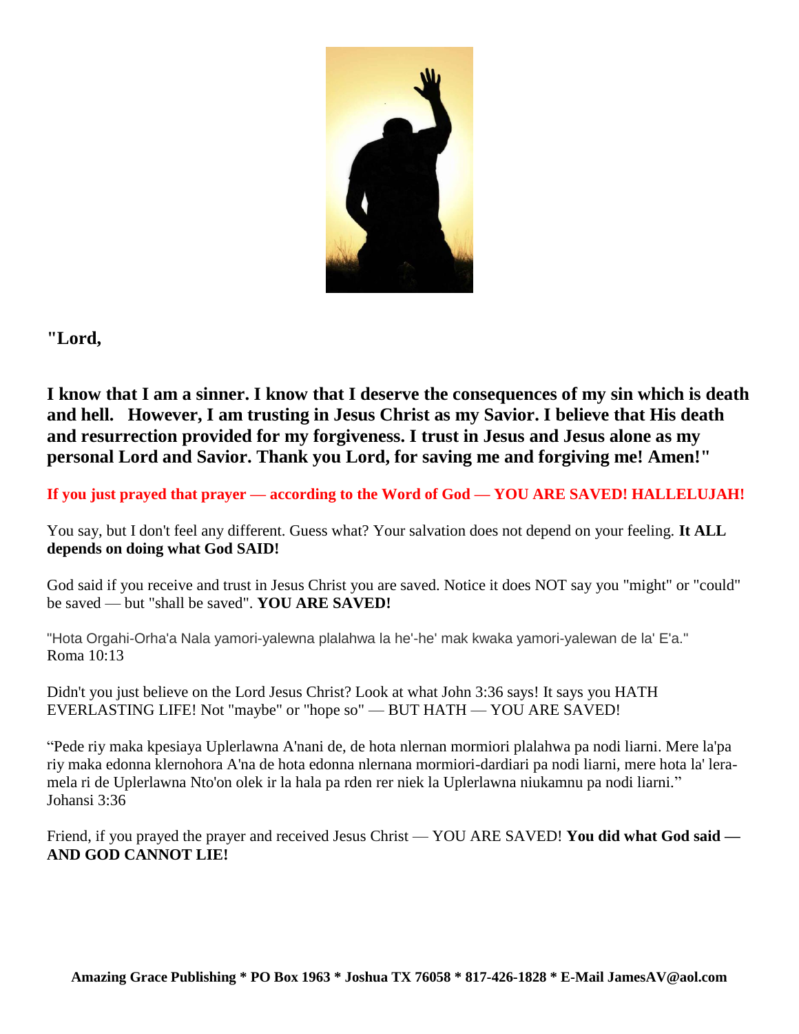**"Lord,**

**I know that I am a sinner. I know that I deserve the consequences of my sin which is death and hell. However, I am trusting in Jesus Christ as my Savior. I believe that His death and resurrection provided for my forgiveness. I trust in Jesus and Jesus alone as my personal Lord and Savior. Thank you Lord, for saving me and forgiving me! Amen!"**

**If you just prayed that prayer — according to the Word of God — YOU ARE SAVED! HALLELUJAH!**

You say, but I don't feel any different. Guess what? Your salvation does not depend on your feeling. **It ALL depends on doing what God SAID!**

God said if you receive and trust in Jesus Christ you are saved. Notice it does NOT say you "might" or "could" be saved — but "shall be saved". **YOU ARE SAVED!**

"Hota Orgahi-Orha'a Nala yamori-yalewna plalahwa la he'-he' mak kwaka yamori-yalewan de la' E'a."
Roma 10:13

Didn't you just believe on the Lord Jesus Christ? Look at what John 3:36 says! It says you HATH EVERLASTING LIFE! Not "maybe" or "hope so" — BUT HATH — YOU ARE SAVED!

"Pede riy maka kpesiaya Uplerlawna A'nani de, de hota nlernan mormiori plalahwa pa nodi liarni. Mere la'pa riy maka edonna klernohora A'na de hota edonna nlernana mormiori-dardiari pa nodi liarni, mere hota la' lera-mela ri de Uplerlawna Nto'on olek ir la hala pa rden rer niek la Uplerlawna niukamnu pa nodi liarni."
Johansi 3:36

Friend, if you prayed the prayer and received Jesus Christ — YOU ARE SAVED! **You did what God said — AND GOD CANNOT LIE!**

**Amazing Grace Publishing * PO Box 1963 * Joshua TX 76058 * 817-426-1828 * E-Mail JamesAV@aol.com**